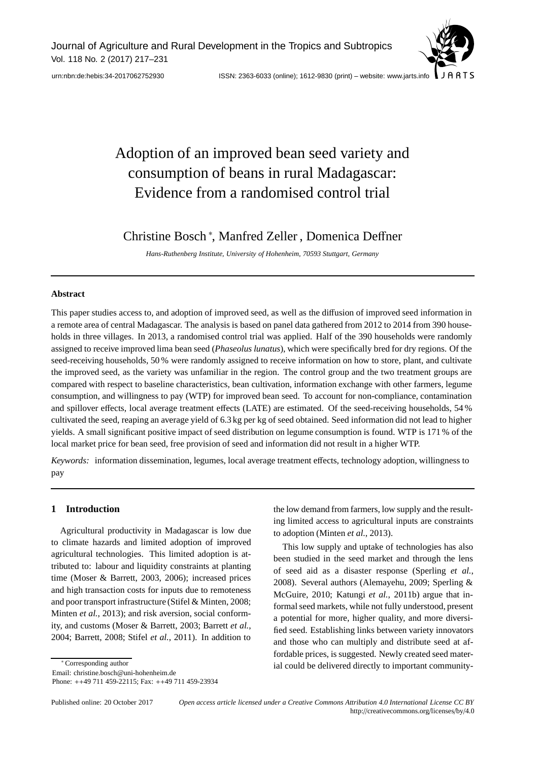# Adoption of an improved bean seed variety and consumption of beans in rural Madagascar: Evidence from a randomised control trial

Christine Bosch [*], Manfred Zeller , Domenica Deffner

*Hans-Ruthenberg Institute, University of Hohenheim, 70593 Stuttgart, Germany*

---

**Abstract**

This paper studies access to, and adoption of improved seed, as well as the diffusion of improved seed information in a remote area of central Madagascar. The analysis is based on panel data gathered from 2012 to 2014 from 390 households in three villages. In 2013, a randomised control trial was applied. Half of the 390 households were randomly assigned to receive improved lima bean seed (*Phaseolus lunatus*), which were specifically bred for dry regions. Of the seed-receiving households, 50 % were randomly assigned to receive information on how to store, plant, and cultivate the improved seed, as the variety was unfamiliar in the region. The control group and the two treatment groups are compared with respect to baseline characteristics, bean cultivation, information exchange with other farmers, legume consumption, and willingness to pay (WTP) for improved bean seed. To account for non-compliance, contamination and spillover effects, local average treatment effects (LATE) are estimated. Of the seed-receiving households, 54 % cultivated the seed, reaping an average yield of 6.3 kg per kg of seed obtained. Seed information did not lead to higher yields. A small significant positive impact of seed distribution on legume consumption is found. WTP is 171 % of the local market price for bean seed, free provision of seed and information did not result in a higher WTP.

*Keywords:* information dissemination, legumes, local average treatment effects, technology adoption, willingness to pay

---

## 1 Introduction

Agricultural productivity in Madagascar is low due to climate hazards and limited adoption of improved agricultural technologies. This limited adoption is attributed to: labour and liquidity constraints at planting time (Moser & Barrett, 2003, 2006); increased prices and high transaction costs for inputs due to remoteness and poor transport infrastructure (Stifel & Minten, 2008; Minten *et al.*, 2013); and risk aversion, social conformity, and customs (Moser & Barrett, 2003; Barrett *et al.*, 2004; Barrett, 2008; Stifel *et al.*, 2011). In addition to the low demand from farmers, low supply and the resulting limited access to agricultural inputs are constraints to adoption (Minten *et al.*, 2013).

This low supply and uptake of technologies has also been studied in the seed market and through the lens of seed aid as a disaster response (Sperling *et al.*, 2008). Several authors (Alemayehu, 2009; Sperling & McGuire, 2010; Katungi *et al.*, 2011b) argue that informal seed markets, while not fully understood, present a potential for more, higher quality, and more diversified seed. Establishing links between variety innovators and those who can multiply and distribute seed at affordable prices, is suggested. Newly created seed material could be delivered directly to important community-

[*] Corresponding author
Email: christine.bosch@uni-hohenheim.de
Phone: ++49 711 459-22115; Fax: ++49 711 459-23934

Published online: 20 October 2017 — *Open access article licensed under a Creative Commons Attribution 4.0 International License CC BY* http://creativecommons.org/licenses/by/4.0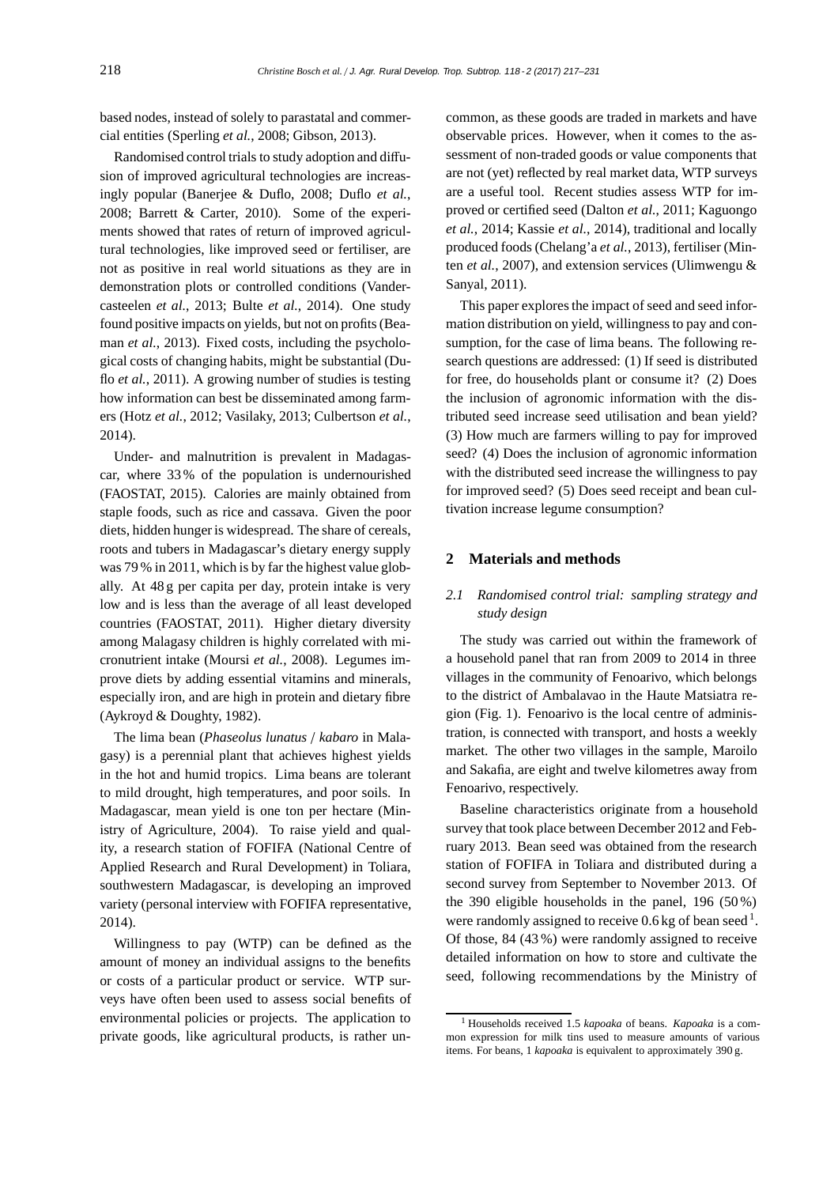based nodes, instead of solely to parastatal and commercial entities (Sperling *et al.*, 2008; Gibson, 2013).

Randomised control trials to study adoption and diffusion of improved agricultural technologies are increasingly popular (Banerjee & Duflo, 2008; Duflo *et al.*, 2008; Barrett & Carter, 2010). Some of the experiments showed that rates of return of improved agricultural technologies, like improved seed or fertiliser, are not as positive in real world situations as they are in demonstration plots or controlled conditions (Vandercasteelen *et al.*, 2013; Bulte *et al.*, 2014). One study found positive impacts on yields, but not on profits (Beaman *et al.*, 2013). Fixed costs, including the psychological costs of changing habits, might be substantial (Duflo *et al.*, 2011). A growing number of studies is testing how information can best be disseminated among farmers (Hotz *et al.*, 2012; Vasilaky, 2013; Culbertson *et al.*, 2014).

Under- and malnutrition is prevalent in Madagascar, where 33 % of the population is undernourished (FAOSTAT, 2015). Calories are mainly obtained from staple foods, such as rice and cassava. Given the poor diets, hidden hunger is widespread. The share of cereals, roots and tubers in Madagascar's dietary energy supply was 79 % in 2011, which is by far the highest value globally. At 48 g per capita per day, protein intake is very low and is less than the average of all least developed countries (FAOSTAT, 2011). Higher dietary diversity among Malagasy children is highly correlated with micronutrient intake (Moursi *et al.*, 2008). Legumes improve diets by adding essential vitamins and minerals, especially iron, and are high in protein and dietary fibre (Aykroyd & Doughty, 1982).

The lima bean (*Phaseolus lunatus* / *kabaro* in Malagasy) is a perennial plant that achieves highest yields in the hot and humid tropics. Lima beans are tolerant to mild drought, high temperatures, and poor soils. In Madagascar, mean yield is one ton per hectare (Ministry of Agriculture, 2004). To raise yield and quality, a research station of FOFIFA (National Centre of Applied Research and Rural Development) in Toliara, southwestern Madagascar, is developing an improved variety (personal interview with FOFIFA representative, 2014).

Willingness to pay (WTP) can be defined as the amount of money an individual assigns to the benefits or costs of a particular product or service. WTP surveys have often been used to assess social benefits of environmental policies or projects. The application to private goods, like agricultural products, is rather uncommon, as these goods are traded in markets and have observable prices. However, when it comes to the assessment of non-traded goods or value components that are not (yet) reflected by real market data, WTP surveys are a useful tool. Recent studies assess WTP for improved or certified seed (Dalton *et al.*, 2011; Kaguongo *et al.*, 2014; Kassie *et al.*, 2014), traditional and locally produced foods (Chelang'a *et al.*, 2013), fertiliser (Minten *et al.*, 2007), and extension services (Ulimwengu & Sanyal, 2011).

This paper explores the impact of seed and seed information distribution on yield, willingness to pay and consumption, for the case of lima beans. The following research questions are addressed: (1) If seed is distributed for free, do households plant or consume it? (2) Does the inclusion of agronomic information with the distributed seed increase seed utilisation and bean yield? (3) How much are farmers willing to pay for improved seed? (4) Does the inclusion of agronomic information with the distributed seed increase the willingness to pay for improved seed? (5) Does seed receipt and bean cultivation increase legume consumption?

## 2 Materials and methods

### 2.1 *Randomised control trial: sampling strategy and study design*

The study was carried out within the framework of a household panel that ran from 2009 to 2014 in three villages in the community of Fenoarivo, which belongs to the district of Ambalavao in the Haute Matsiatra region (Fig. 1). Fenoarivo is the local centre of administration, is connected with transport, and hosts a weekly market. The other two villages in the sample, Maroilo and Sakafia, are eight and twelve kilometres away from Fenoarivo, respectively.

Baseline characteristics originate from a household survey that took place between December 2012 and February 2013. Bean seed was obtained from the research station of FOFIFA in Toliara and distributed during a second survey from September to November 2013. Of the 390 eligible households in the panel, 196 (50 %) were randomly assigned to receive 0.6 kg of bean seed [1]. Of those, 84 (43 %) were randomly assigned to receive detailed information on how to store and cultivate the seed, following recommendations by the Ministry of

[1] Households received 1.5 *kapoaka* of beans. *Kapoaka* is a common expression for milk tins used to measure amounts of various items. For beans, 1 *kapoaka* is equivalent to approximately 390 g.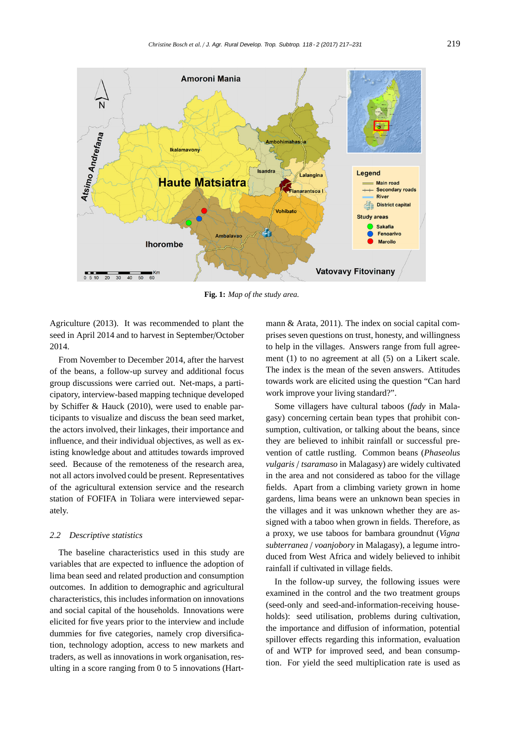**Fig. 1:** *Map of the study area.*

Agriculture (2013). It was recommended to plant the seed in April 2014 and to harvest in September/October 2014.

From November to December 2014, after the harvest of the beans, a follow-up survey and additional focus group discussions were carried out. Net-maps, a participatory, interview-based mapping technique developed by Schiffer & Hauck (2010), were used to enable participants to visualize and discuss the bean seed market, the actors involved, their linkages, their importance and influence, and their individual objectives, as well as existing knowledge about and attitudes towards improved seed. Because of the remoteness of the research area, not all actors involved could be present. Representatives of the agricultural extension service and the research station of FOFIFA in Toliara were interviewed separately.

### 2.2 *Descriptive statistics*

The baseline characteristics used in this study are variables that are expected to influence the adoption of lima bean seed and related production and consumption outcomes. In addition to demographic and agricultural characteristics, this includes information on innovations and social capital of the households. Innovations were elicited for five years prior to the interview and include dummies for five categories, namely crop diversification, technology adoption, access to new markets and traders, as well as innovations in work organisation, resulting in a score ranging from 0 to 5 innovations (Hartmann & Arata, 2011). The index on social capital comprises seven questions on trust, honesty, and willingness to help in the villages. Answers range from full agreement (1) to no agreement at all (5) on a Likert scale. The index is the mean of the seven answers. Attitudes towards work are elicited using the question "Can hard work improve your living standard?".

Some villagers have cultural taboos (*fady* in Malagasy) concerning certain bean types that prohibit consumption, cultivation, or talking about the beans, since they are believed to inhibit rainfall or successful prevention of cattle rustling. Common beans (*Phaseolus vulgaris* / *tsaramaso* in Malagasy) are widely cultivated in the area and not considered as taboo for the village fields. Apart from a climbing variety grown in home gardens, lima beans were an unknown bean species in the villages and it was unknown whether they are assigned with a taboo when grown in fields. Therefore, as a proxy, we use taboos for bambara groundnut (*Vigna subterranea* / *voanjobory* in Malagasy), a legume introduced from West Africa and widely believed to inhibit rainfall if cultivated in village fields.

In the follow-up survey, the following issues were examined in the control and the two treatment groups (seed-only and seed-and-information-receiving households): seed utilisation, problems during cultivation, the importance and diffusion of information, potential spillover effects regarding this information, evaluation of and WTP for improved seed, and bean consumption. For yield the seed multiplication rate is used as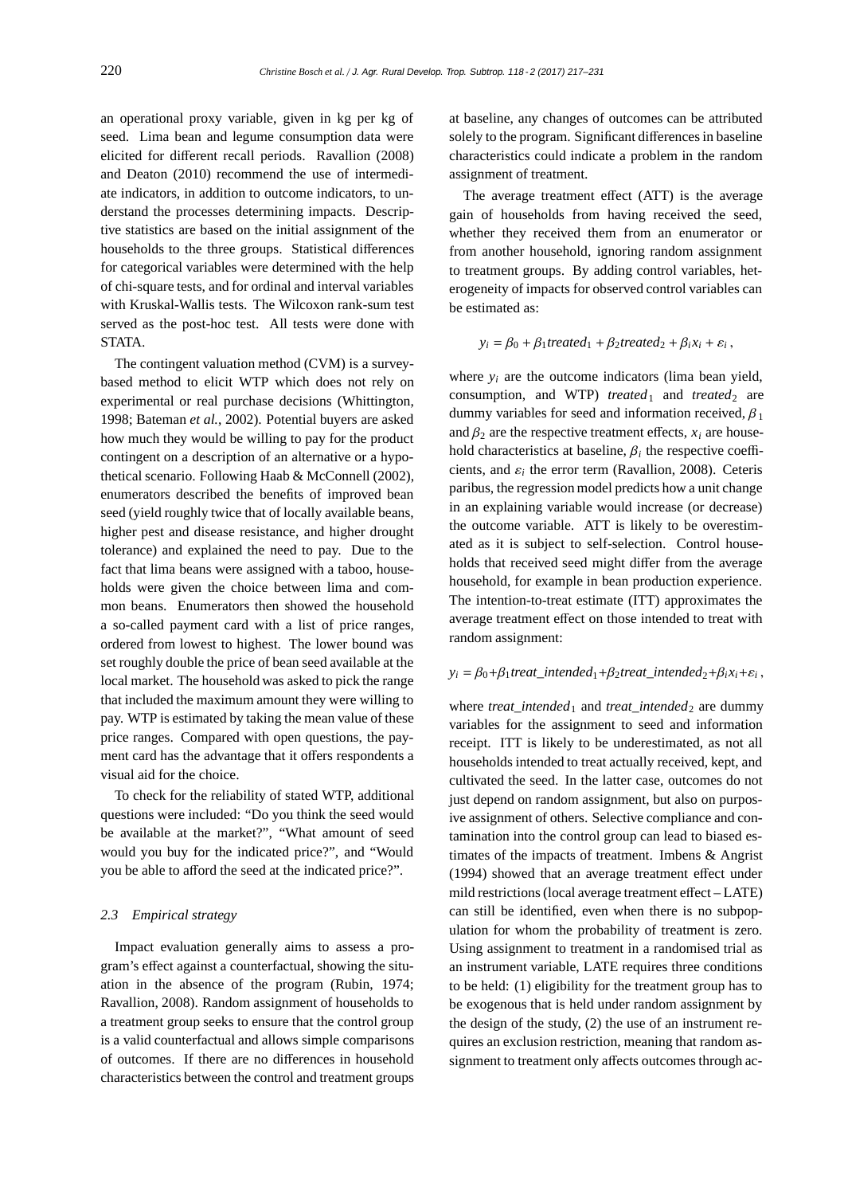an operational proxy variable, given in kg per kg of seed. Lima bean and legume consumption data were elicited for different recall periods. Ravallion (2008) and Deaton (2010) recommend the use of intermediate indicators, in addition to outcome indicators, to understand the processes determining impacts. Descriptive statistics are based on the initial assignment of the households to the three groups. Statistical differences for categorical variables were determined with the help of chi-square tests, and for ordinal and interval variables with Kruskal-Wallis tests. The Wilcoxon rank-sum test served as the post-hoc test. All tests were done with STATA.

The contingent valuation method (CVM) is a survey-based method to elicit WTP which does not rely on experimental or real purchase decisions (Whittington, 1998; Bateman *et al.*, 2002). Potential buyers are asked how much they would be willing to pay for the product contingent on a description of an alternative or a hypothetical scenario. Following Haab & McConnell (2002), enumerators described the benefits of improved bean seed (yield roughly twice that of locally available beans, higher pest and disease resistance, and higher drought tolerance) and explained the need to pay. Due to the fact that lima beans were assigned with a taboo, households were given the choice between lima and common beans. Enumerators then showed the household a so-called payment card with a list of price ranges, ordered from lowest to highest. The lower bound was set roughly double the price of bean seed available at the local market. The household was asked to pick the range that included the maximum amount they were willing to pay. WTP is estimated by taking the mean value of these price ranges. Compared with open questions, the payment card has the advantage that it offers respondents a visual aid for the choice.

To check for the reliability of stated WTP, additional questions were included: "Do you think the seed would be available at the market?", "What amount of seed would you buy for the indicated price?", and "Would you be able to afford the seed at the indicated price?".

### 2.3 Empirical strategy

Impact evaluation generally aims to assess a program's effect against a counterfactual, showing the situation in the absence of the program (Rubin, 1974; Ravallion, 2008). Random assignment of households to a treatment group seeks to ensure that the control group is a valid counterfactual and allows simple comparisons of outcomes. If there are no differences in household characteristics between the control and treatment groups at baseline, any changes of outcomes can be attributed solely to the program. Significant differences in baseline characteristics could indicate a problem in the random assignment of treatment.

The average treatment effect (ATT) is the average gain of households from having received the seed, whether they received them from an enumerator or from another household, ignoring random assignment to treatment groups. By adding control variables, heterogeneity of impacts for observed control variables can be estimated as:

$$y_i = \beta_0 + \beta_1 treated_1 + \beta_2 treated_2 + \beta_i x_i + \varepsilon_i\,,$$

where $y_i$ are the outcome indicators (lima bean yield, consumption, and WTP) $treated_1$ and $treated_2$ are dummy variables for seed and information received, $\beta_1$ and $\beta_2$ are the respective treatment effects, $x_i$ are household characteristics at baseline, $\beta_i$ the respective coefficients, and $\varepsilon_i$ the error term (Ravallion, 2008). Ceteris paribus, the regression model predicts how a unit change in an explaining variable would increase (or decrease) the outcome variable. ATT is likely to be overestimated as it is subject to self-selection. Control households that received seed might differ from the average household, for example in bean production experience. The intention-to-treat estimate (ITT) approximates the average treatment effect on those intended to treat with random assignment:

$$y_i = \beta_0 + \beta_1 treat\_intended_1 + \beta_2 treat\_intended_2 + \beta_i x_i + \varepsilon_i\,,$$

where $treat\_intended_1$ and $treat\_intended_2$ are dummy variables for the assignment to seed and information receipt. ITT is likely to be underestimated, as not all households intended to treat actually received, kept, and cultivated the seed. In the latter case, outcomes do not just depend on random assignment, but also on purposive assignment of others. Selective compliance and contamination into the control group can lead to biased estimates of the impacts of treatment. Imbens & Angrist (1994) showed that an average treatment effect under mild restrictions (local average treatment effect – LATE) can still be identified, even when there is no subpopulation for whom the probability of treatment is zero. Using assignment to treatment in a randomised trial as an instrument variable, LATE requires three conditions to be held: (1) eligibility for the treatment group has to be exogenous that is held under random assignment by the design of the study, (2) the use of an instrument requires an exclusion restriction, meaning that random assignment to treatment only affects outcomes through ac-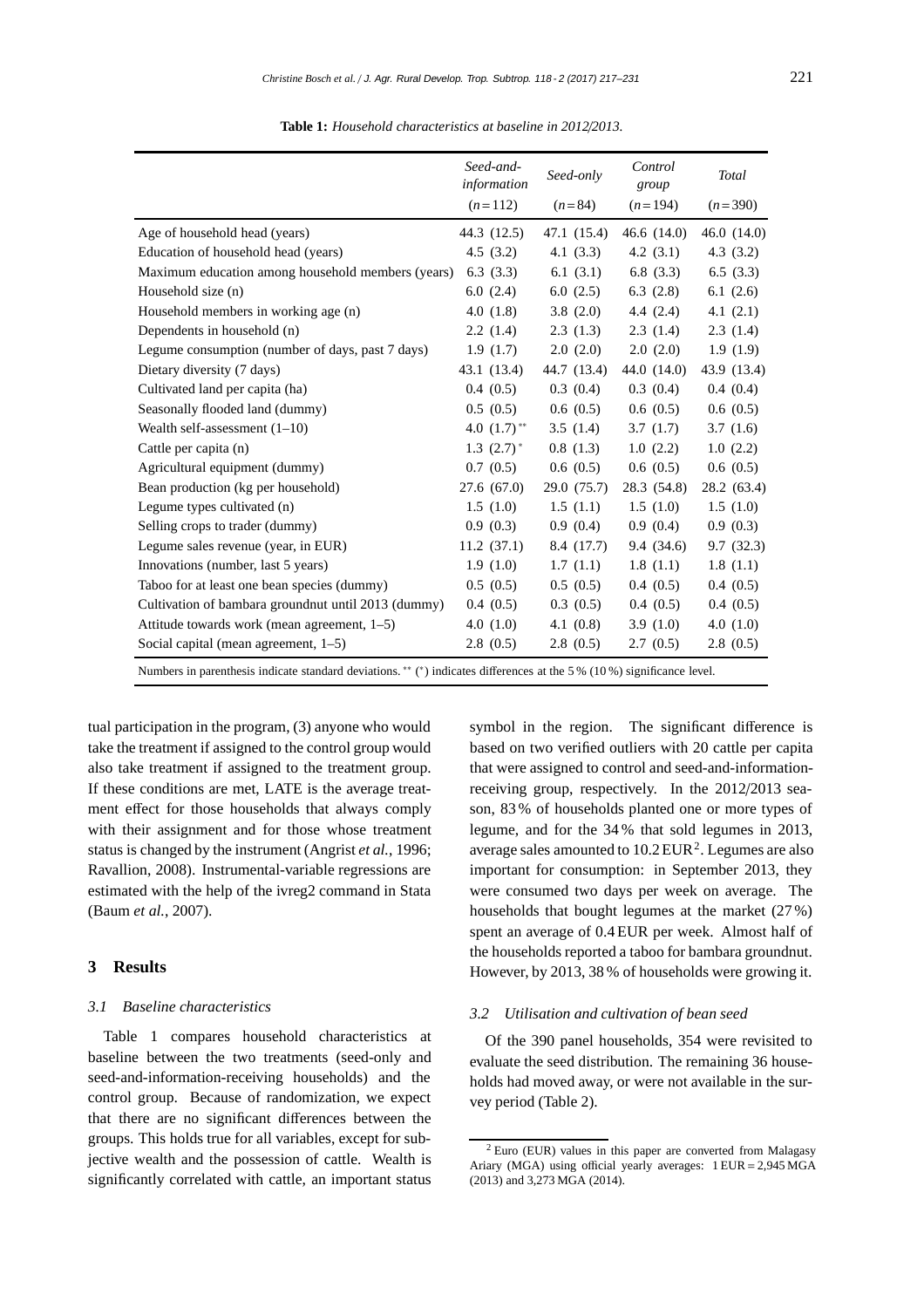**Table 1:** *Household characteristics at baseline in 2012/2013.*

| | *Seed-and-information* (n=112) | *Seed-only* (n=84) | *Control group* (n=194) | *Total* (n=390) |
|---|---|---|---|---|
| Age of household head (years) | 44.3 (12.5) | 47.1 (15.4) | 46.6 (14.0) | 46.0 (14.0) |
| Education of household head (years) | 4.5 (3.2) | 4.1 (3.3) | 4.2 (3.1) | 4.3 (3.2) |
| Maximum education among household members (years) | 6.3 (3.3) | 6.1 (3.1) | 6.8 (3.3) | 6.5 (3.3) |
| Household size (n) | 6.0 (2.4) | 6.0 (2.5) | 6.3 (2.8) | 6.1 (2.6) |
| Household members in working age (n) | 4.0 (1.8) | 3.8 (2.0) | 4.4 (2.4) | 4.1 (2.1) |
| Dependents in household (n) | 2.2 (1.4) | 2.3 (1.3) | 2.3 (1.4) | 2.3 (1.4) |
| Legume consumption (number of days, past 7 days) | 1.9 (1.7) | 2.0 (2.0) | 2.0 (2.0) | 1.9 (1.9) |
| Dietary diversity (7 days) | 43.1 (13.4) | 44.7 (13.4) | 44.0 (14.0) | 43.9 (13.4) |
| Cultivated land per capita (ha) | 0.4 (0.5) | 0.3 (0.4) | 0.3 (0.4) | 0.4 (0.4) |
| Seasonally flooded land (dummy) | 0.5 (0.5) | 0.6 (0.5) | 0.6 (0.5) | 0.6 (0.5) |
| Wealth self-assessment (1–10) | 4.0 (1.7)** | 3.5 (1.4) | 3.7 (1.7) | 3.7 (1.6) |
| Cattle per capita (n) | 1.3 (2.7)* | 0.8 (1.3) | 1.0 (2.2) | 1.0 (2.2) |
| Agricultural equipment (dummy) | 0.7 (0.5) | 0.6 (0.5) | 0.6 (0.5) | 0.6 (0.5) |
| Bean production (kg per household) | 27.6 (67.0) | 29.0 (75.7) | 28.3 (54.8) | 28.2 (63.4) |
| Legume types cultivated (n) | 1.5 (1.0) | 1.5 (1.1) | 1.5 (1.0) | 1.5 (1.0) |
| Selling crops to trader (dummy) | 0.9 (0.3) | 0.9 (0.4) | 0.9 (0.4) | 0.9 (0.3) |
| Legume sales revenue (year, in EUR) | 11.2 (37.1) | 8.4 (17.7) | 9.4 (34.6) | 9.7 (32.3) |
| Innovations (number, last 5 years) | 1.9 (1.0) | 1.7 (1.1) | 1.8 (1.1) | 1.8 (1.1) |
| Taboo for at least one bean species (dummy) | 0.5 (0.5) | 0.5 (0.5) | 0.4 (0.5) | 0.4 (0.5) |
| Cultivation of bambara groundnut until 2013 (dummy) | 0.4 (0.5) | 0.3 (0.5) | 0.4 (0.5) | 0.4 (0.5) |
| Attitude towards work (mean agreement, 1–5) | 4.0 (1.0) | 4.1 (0.8) | 3.9 (1.0) | 4.0 (1.0) |
| Social capital (mean agreement, 1–5) | 2.8 (0.5) | 2.8 (0.5) | 2.7 (0.5) | 2.8 (0.5) |

Numbers in parenthesis indicate standard deviations. ** (*) indicates differences at the 5 % (10 %) significance level.

tual participation in the program, (3) anyone who would take the treatment if assigned to the control group would also take treatment if assigned to the treatment group. If these conditions are met, LATE is the average treatment effect for those households that always comply with their assignment and for those whose treatment status is changed by the instrument (Angrist *et al.*, 1996; Ravallion, 2008). Instrumental-variable regressions are estimated with the help of the ivreg2 command in Stata (Baum *et al.*, 2007).

## 3 Results

### *3.1 Baseline characteristics*

Table 1 compares household characteristics at baseline between the two treatments (seed-only and seed-and-information-receiving households) and the control group. Because of randomization, we expect that there are no significant differences between the groups. This holds true for all variables, except for subjective wealth and the possession of cattle. Wealth is significantly correlated with cattle, an important status symbol in the region. The significant difference is based on two verified outliers with 20 cattle per capita that were assigned to control and seed-and-information-receiving group, respectively. In the 2012/2013 season, 83 % of households planted one or more types of legume, and for the 34 % that sold legumes in 2013, average sales amounted to 10.2 EUR[2]. Legumes are also important for consumption: in September 2013, they were consumed two days per week on average. The households that bought legumes at the market (27 %) spent an average of 0.4 EUR per week. Almost half of the households reported a taboo for bambara groundnut. However, by 2013, 38 % of households were growing it.

### *3.2 Utilisation and cultivation of bean seed*

Of the 390 panel households, 354 were revisited to evaluate the seed distribution. The remaining 36 households had moved away, or were not available in the survey period (Table 2).

[2] Euro (EUR) values in this paper are converted from Malagasy Ariary (MGA) using official yearly averages: 1 EUR = 2,945 MGA (2013) and 3,273 MGA (2014).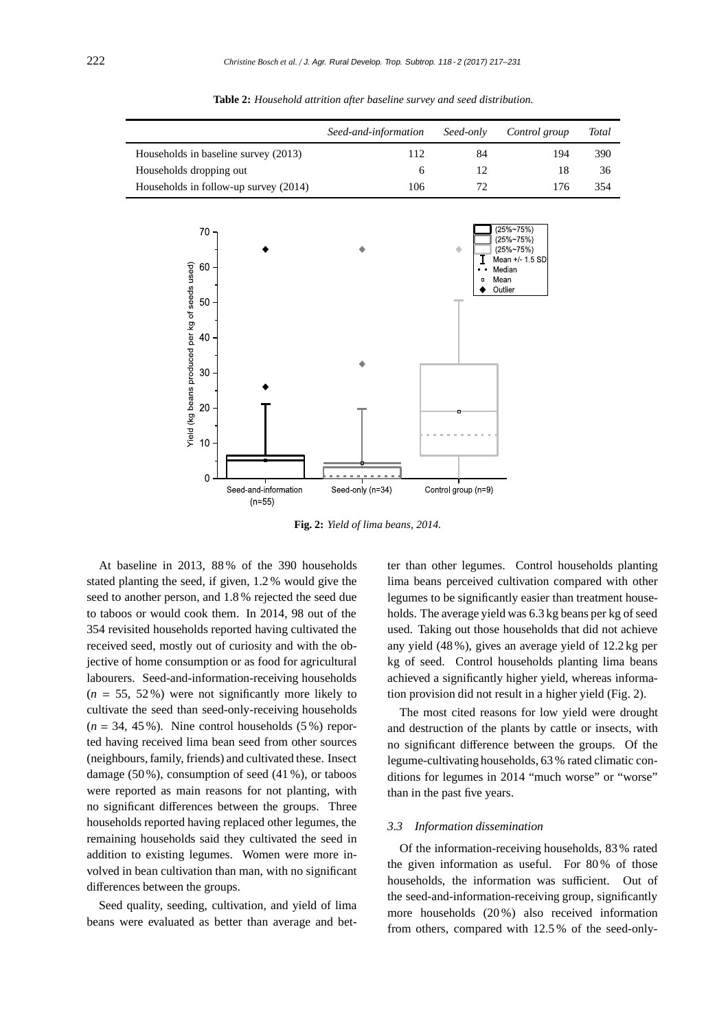**Table 2:** *Household attrition after baseline survey and seed distribution.*

| | *Seed-and-information* | *Seed-only* | *Control group* | *Total* |
|---|---|---|---|---|
| Households in baseline survey (2013) | 112 | 84 | 194 | 390 |
| Households dropping out | 6 | 12 | 18 | 36 |
| Households in follow-up survey (2014) | 106 | 72 | 176 | 354 |

**Fig. 2:** *Yield of lima beans, 2014.*

At baseline in 2013, 88 % of the 390 households stated planting the seed, if given, 1.2 % would give the seed to another person, and 1.8 % rejected the seed due to taboos or would cook them. In 2014, 98 out of the 354 revisited households reported having cultivated the received seed, mostly out of curiosity and with the objective of home consumption or as food for agricultural labourers. Seed-and-information-receiving households ($n$ = 55, 52 %) were not significantly more likely to cultivate the seed than seed-only-receiving households ($n$ = 34, 45 %). Nine control households (5 %) reported having received lima bean seed from other sources (neighbours, family, friends) and cultivated these. Insect damage (50 %), consumption of seed (41 %), or taboos were reported as main reasons for not planting, with no significant differences between the groups. Three households reported having replaced other legumes, the remaining households said they cultivated the seed in addition to existing legumes. Women were more involved in bean cultivation than man, with no significant differences between the groups.

Seed quality, seeding, cultivation, and yield of lima beans were evaluated as better than average and better than other legumes. Control households planting lima beans perceived cultivation compared with other legumes to be significantly easier than treatment households. The average yield was 6.3 kg beans per kg of seed used. Taking out those households that did not achieve any yield (48 %), gives an average yield of 12.2 kg per kg of seed. Control households planting lima beans achieved a significantly higher yield, whereas information provision did not result in a higher yield (Fig. 2).

The most cited reasons for low yield were drought and destruction of the plants by cattle or insects, with no significant difference between the groups. Of the legume-cultivating households, 63 % rated climatic conditions for legumes in 2014 "much worse" or "worse" than in the past five years.

### 3.3 *Information dissemination*

Of the information-receiving households, 83 % rated the given information as useful. For 80 % of those households, the information was sufficient. Out of the seed-and-information-receiving group, significantly more households (20 %) also received information from others, compared with 12.5 % of the seed-only-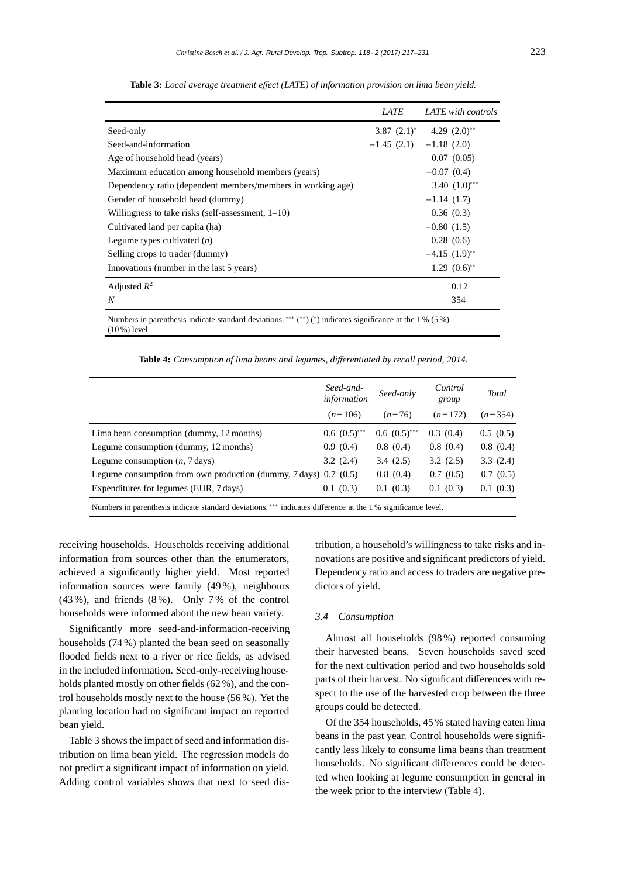**Table 3:** *Local average treatment effect (LATE) of information provision on lima bean yield.*

| | *LATE* | *LATE with controls* |
|---|---|---|
| Seed-only | 3.87 (2.1)* | 4.29 (2.0)** |
| Seed-and-information | −1.45 (2.1) | −1.18 (2.0) |
| Age of household head (years) | | 0.07 (0.05) |
| Maximum education among household members (years) | | −0.07 (0.4) |
| Dependency ratio (dependent members/members in working age) | | 3.40 (1.0)*** |
| Gender of household head (dummy) | | −1.14 (1.7) |
| Willingness to take risks (self-assessment, 1–10) | | 0.36 (0.3) |
| Cultivated land per capita (ha) | | −0.80 (1.5) |
| Legume types cultivated ($n$) | | 0.28 (0.6) |
| Selling crops to trader (dummy) | | −4.15 (1.9)** |
| Innovations (number in the last 5 years) | | 1.29 (0.6)** |
| Adjusted $R^2$ | | 0.12 |
| $N$ | | 354 |

Numbers in parenthesis indicate standard deviations. *** (**) (*) indicates significance at the 1 % (5 %) (10 %) level.

**Table 4:** *Consumption of lima beans and legumes, differentiated by recall period, 2014.*

| | *Seed-and-information* | *Seed-only* | *Control group* | *Total* |
|---|---|---|---|---|
| | ($n$ = 106) | ($n$ = 76) | ($n$ = 172) | ($n$ = 354) |
| Lima bean consumption (dummy, 12 months) | 0.6 (0.5)*** | 0.6 (0.5)*** | 0.3 (0.4) | 0.5 (0.5) |
| Legume consumption (dummy, 12 months) | 0.9 (0.4) | 0.8 (0.4) | 0.8 (0.4) | 0.8 (0.4) |
| Legume consumption ($n$, 7 days) | 3.2 (2.4) | 3.4 (2.5) | 3.2 (2.5) | 3.3 (2.4) |
| Legume consumption from own production (dummy, 7 days) | 0.7 (0.5) | 0.8 (0.4) | 0.7 (0.5) | 0.7 (0.5) |
| Expenditures for legumes (EUR, 7 days) | 0.1 (0.3) | 0.1 (0.3) | 0.1 (0.3) | 0.1 (0.3) |

Numbers in parenthesis indicate standard deviations. *** indicates difference at the 1 % significance level.

receiving households. Households receiving additional information from sources other than the enumerators, achieved a significantly higher yield. Most reported information sources were family (49 %), neighbours (43 %), and friends (8 %). Only 7 % of the control households were informed about the new bean variety.

Significantly more seed-and-information-receiving households (74 %) planted the bean seed on seasonally flooded fields next to a river or rice fields, as advised in the included information. Seed-only-receiving households planted mostly on other fields (62 %), and the control households mostly next to the house (56 %). Yet the planting location had no significant impact on reported bean yield.

Table 3 shows the impact of seed and information distribution on lima bean yield. The regression models do not predict a significant impact of information on yield. Adding control variables shows that next to seed distribution, a household's willingness to take risks and innovations are positive and significant predictors of yield. Dependency ratio and access to traders are negative predictors of yield.

### 3.4 Consumption

Almost all households (98 %) reported consuming their harvested beans. Seven households saved seed for the next cultivation period and two households sold parts of their harvest. No significant differences with respect to the use of the harvested crop between the three groups could be detected.

Of the 354 households, 45 % stated having eaten lima beans in the past year. Control households were significantly less likely to consume lima beans than treatment households. No significant differences could be detected when looking at legume consumption in general in the week prior to the interview (Table 4).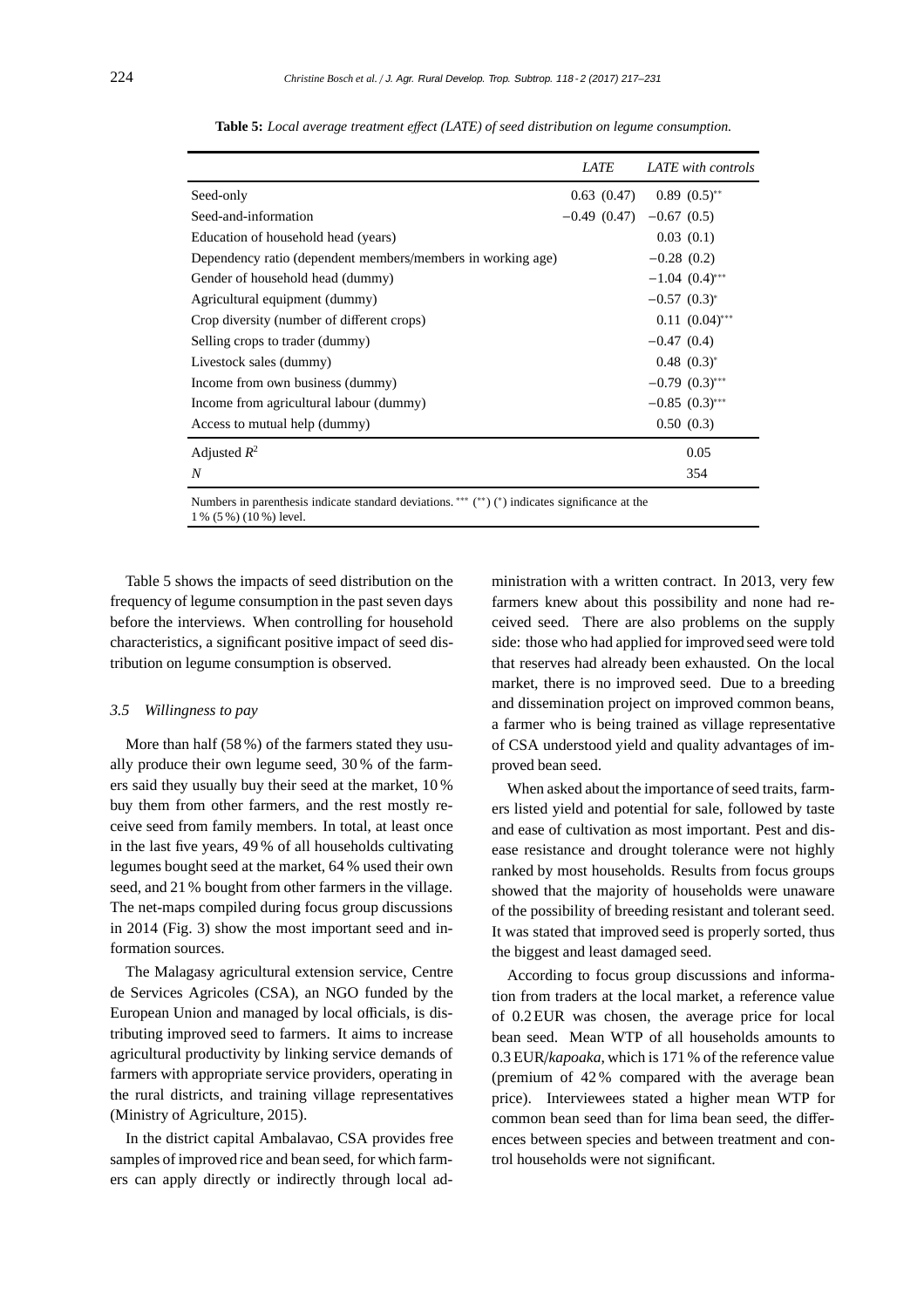**Table 5:** *Local average treatment effect (LATE) of seed distribution on legume consumption.*

| | *LATE* | *LATE with controls* |
|---|---|---|
| Seed-only | 0.63 (0.47) | 0.89 (0.5)** |
| Seed-and-information | −0.49 (0.47) | −0.67 (0.5) |
| Education of household head (years) | | 0.03 (0.1) |
| Dependency ratio (dependent members/members in working age) | | −0.28 (0.2) |
| Gender of household head (dummy) | | −1.04 (0.4)*** |
| Agricultural equipment (dummy) | | −0.57 (0.3)* |
| Crop diversity (number of different crops) | | 0.11 (0.04)*** |
| Selling crops to trader (dummy) | | −0.47 (0.4) |
| Livestock sales (dummy) | | 0.48 (0.3)* |
| Income from own business (dummy) | | −0.79 (0.3)*** |
| Income from agricultural labour (dummy) | | −0.85 (0.3)*** |
| Access to mutual help (dummy) | | 0.50 (0.3) |
| Adjusted $R^2$ | | 0.05 |
| *N* | | 354 |

Numbers in parenthesis indicate standard deviations. *** (**) (*) indicates significance at the 1 % (5 %) (10 %) level.

Table 5 shows the impacts of seed distribution on the frequency of legume consumption in the past seven days before the interviews. When controlling for household characteristics, a significant positive impact of seed distribution on legume consumption is observed.

### *3.5 Willingness to pay*

More than half (58 %) of the farmers stated they usually produce their own legume seed, 30 % of the farmers said they usually buy their seed at the market, 10 % buy them from other farmers, and the rest mostly receive seed from family members. In total, at least once in the last five years, 49 % of all households cultivating legumes bought seed at the market, 64 % used their own seed, and 21 % bought from other farmers in the village. The net-maps compiled during focus group discussions in 2014 (Fig. 3) show the most important seed and information sources.

The Malagasy agricultural extension service, Centre de Services Agricoles (CSA), an NGO funded by the European Union and managed by local officials, is distributing improved seed to farmers. It aims to increase agricultural productivity by linking service demands of farmers with appropriate service providers, operating in the rural districts, and training village representatives (Ministry of Agriculture, 2015).

In the district capital Ambalavao, CSA provides free samples of improved rice and bean seed, for which farmers can apply directly or indirectly through local administration with a written contract. In 2013, very few farmers knew about this possibility and none had received seed. There are also problems on the supply side: those who had applied for improved seed were told that reserves had already been exhausted. On the local market, there is no improved seed. Due to a breeding and dissemination project on improved common beans, a farmer who is being trained as village representative of CSA understood yield and quality advantages of improved bean seed.

When asked about the importance of seed traits, farmers listed yield and potential for sale, followed by taste and ease of cultivation as most important. Pest and disease resistance and drought tolerance were not highly ranked by most households. Results from focus groups showed that the majority of households were unaware of the possibility of breeding resistant and tolerant seed. It was stated that improved seed is properly sorted, thus the biggest and least damaged seed.

According to focus group discussions and information from traders at the local market, a reference value of 0.2 EUR was chosen, the average price for local bean seed. Mean WTP of all households amounts to 0.3 EUR/*kapoaka*, which is 171 % of the reference value (premium of 42 % compared with the average bean price). Interviewees stated a higher mean WTP for common bean seed than for lima bean seed, the differences between species and between treatment and control households were not significant.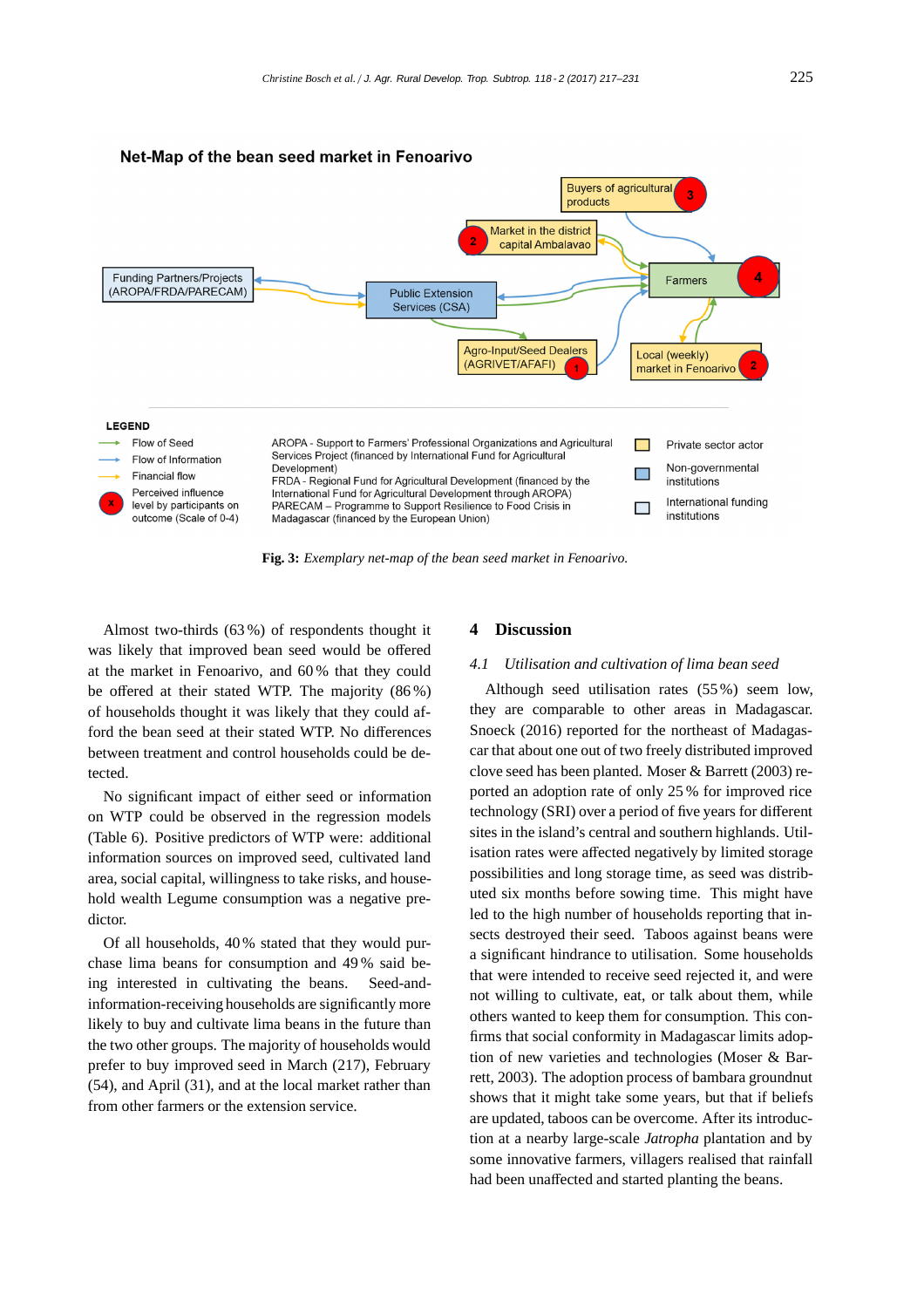**Fig. 3:** *Exemplary net-map of the bean seed market in Fenoarivo.*

Almost two-thirds (63 %) of respondents thought it was likely that improved bean seed would be offered at the market in Fenoarivo, and 60 % that they could be offered at their stated WTP. The majority (86 %) of households thought it was likely that they could afford the bean seed at their stated WTP. No differences between treatment and control households could be detected.

No significant impact of either seed or information on WTP could be observed in the regression models (Table 6). Positive predictors of WTP were: additional information sources on improved seed, cultivated land area, social capital, willingness to take risks, and household wealth Legume consumption was a negative predictor.

Of all households, 40 % stated that they would purchase lima beans for consumption and 49 % said being interested in cultivating the beans. Seed-and-information-receiving households are significantly more likely to buy and cultivate lima beans in the future than the two other groups. The majority of households would prefer to buy improved seed in March (217), February (54), and April (31), and at the local market rather than from other farmers or the extension service.

## 4 Discussion

### 4.1 *Utilisation and cultivation of lima bean seed*

Although seed utilisation rates (55 %) seem low, they are comparable to other areas in Madagascar. Snoeck (2016) reported for the northeast of Madagascar that about one out of two freely distributed improved clove seed has been planted. Moser & Barrett (2003) reported an adoption rate of only 25 % for improved rice technology (SRI) over a period of five years for different sites in the island's central and southern highlands. Utilisation rates were affected negatively by limited storage possibilities and long storage time, as seed was distributed six months before sowing time. This might have led to the high number of households reporting that insects destroyed their seed. Taboos against beans were a significant hindrance to utilisation. Some households that were intended to receive seed rejected it, and were not willing to cultivate, eat, or talk about them, while others wanted to keep them for consumption. This confirms that social conformity in Madagascar limits adoption of new varieties and technologies (Moser & Barrett, 2003). The adoption process of bambara groundnut shows that it might take some years, but that if beliefs are updated, taboos can be overcome. After its introduction at a nearby large-scale *Jatropha* plantation and by some innovative farmers, villagers realised that rainfall had been unaffected and started planting the beans.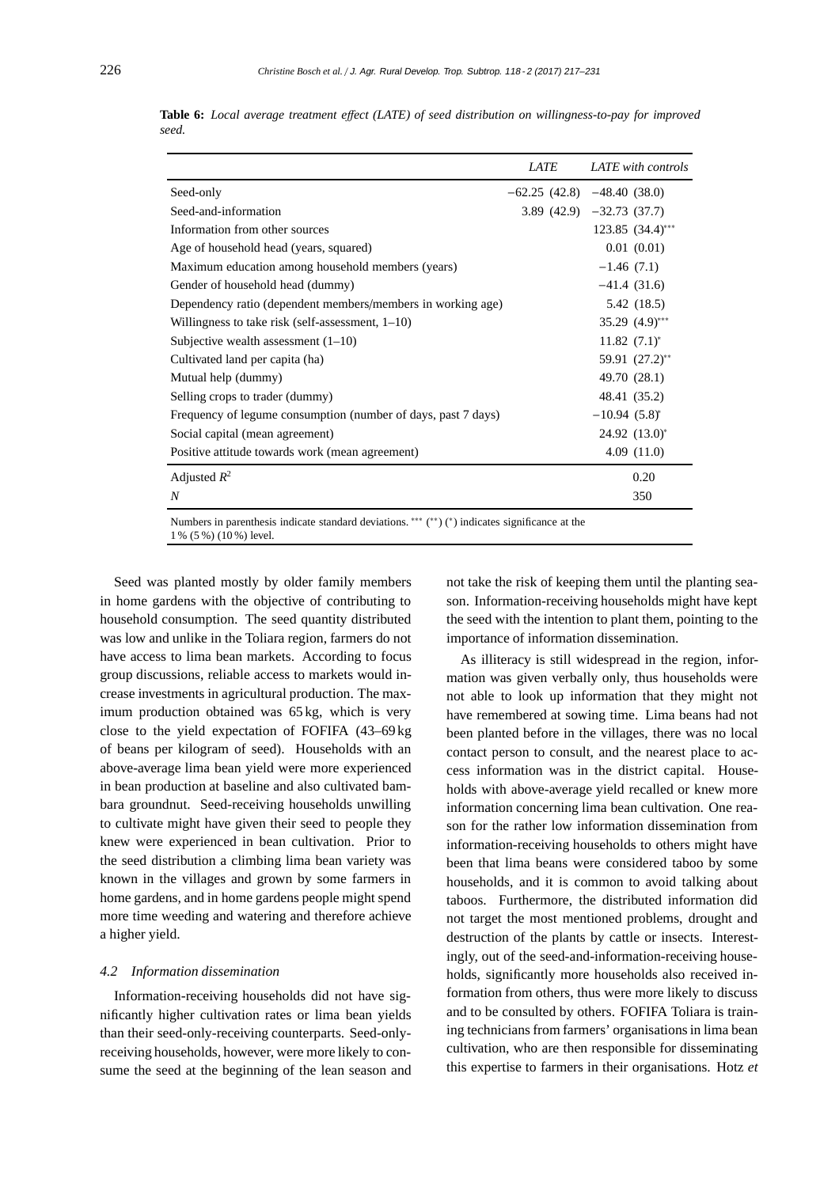**Table 6:** *Local average treatment effect (LATE) of seed distribution on willingness-to-pay for improved seed.*

| | *LATE* | *LATE with controls* |
|---|---|---|
| Seed-only | −62.25 (42.8) | −48.40 (38.0) |
| Seed-and-information | 3.89 (42.9) | −32.73 (37.7) |
| Information from other sources | | 123.85 (34.4)*** |
| Age of household head (years, squared) | | 0.01 (0.01) |
| Maximum education among household members (years) | | −1.46 (7.1) |
| Gender of household head (dummy) | | −41.4 (31.6) |
| Dependency ratio (dependent members/members in working age) | | 5.42 (18.5) |
| Willingness to take risk (self-assessment, 1–10) | | 35.29 (4.9)*** |
| Subjective wealth assessment (1–10) | | 11.82 (7.1)* |
| Cultivated land per capita (ha) | | 59.91 (27.2)** |
| Mutual help (dummy) | | 49.70 (28.1) |
| Selling crops to trader (dummy) | | 48.41 (35.2) |
| Frequency of legume consumption (number of days, past 7 days) | | −10.94 (5.8)* |
| Social capital (mean agreement) | | 24.92 (13.0)* |
| Positive attitude towards work (mean agreement) | | 4.09 (11.0) |
| Adjusted $R^2$ | | 0.20 |
| *N* | | 350 |

Numbers in parenthesis indicate standard deviations. *** (**) (*) indicates significance at the 1 % (5 %) (10 %) level.

Seed was planted mostly by older family members in home gardens with the objective of contributing to household consumption. The seed quantity distributed was low and unlike in the Toliara region, farmers do not have access to lima bean markets. According to focus group discussions, reliable access to markets would increase investments in agricultural production. The maximum production obtained was 65 kg, which is very close to the yield expectation of FOFIFA (43–69 kg of beans per kilogram of seed). Households with an above-average lima bean yield were more experienced in bean production at baseline and also cultivated bambara groundnut. Seed-receiving households unwilling to cultivate might have given their seed to people they knew were experienced in bean cultivation. Prior to the seed distribution a climbing lima bean variety was known in the villages and grown by some farmers in home gardens, and in home gardens people might spend more time weeding and watering and therefore achieve a higher yield.

### *4.2 Information dissemination*

Information-receiving households did not have significantly higher cultivation rates or lima bean yields than their seed-only-receiving counterparts. Seed-only-receiving households, however, were more likely to consume the seed at the beginning of the lean season and not take the risk of keeping them until the planting season. Information-receiving households might have kept the seed with the intention to plant them, pointing to the importance of information dissemination.

As illiteracy is still widespread in the region, information was given verbally only, thus households were not able to look up information that they might not have remembered at sowing time. Lima beans had not been planted before in the villages, there was no local contact person to consult, and the nearest place to access information was in the district capital. Households with above-average yield recalled or knew more information concerning lima bean cultivation. One reason for the rather low information dissemination from information-receiving households to others might have been that lima beans were considered taboo by some households, and it is common to avoid talking about taboos. Furthermore, the distributed information did not target the most mentioned problems, drought and destruction of the plants by cattle or insects. Interestingly, out of the seed-and-information-receiving households, significantly more households also received information from others, thus were more likely to discuss and to be consulted by others. FOFIFA Toliara is training technicians from farmers' organisations in lima bean cultivation, who are then responsible for disseminating this expertise to farmers in their organisations. Hotz *et*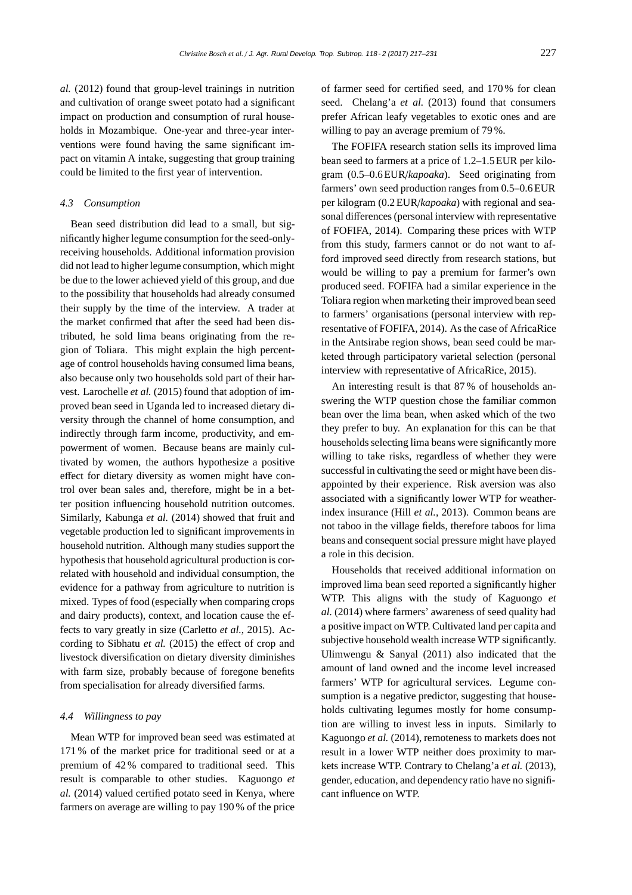*al.* (2012) found that group-level trainings in nutrition and cultivation of orange sweet potato had a significant impact on production and consumption of rural households in Mozambique. One-year and three-year interventions were found having the same significant impact on vitamin A intake, suggesting that group training could be limited to the first year of intervention.

### *4.3 Consumption*

Bean seed distribution did lead to a small, but significantly higher legume consumption for the seed-only-receiving households. Additional information provision did not lead to higher legume consumption, which might be due to the lower achieved yield of this group, and due to the possibility that households had already consumed their supply by the time of the interview. A trader at the market confirmed that after the seed had been distributed, he sold lima beans originating from the region of Toliara. This might explain the high percentage of control households having consumed lima beans, also because only two households sold part of their harvest. Larochelle *et al.* (2015) found that adoption of improved bean seed in Uganda led to increased dietary diversity through the channel of home consumption, and indirectly through farm income, productivity, and empowerment of women. Because beans are mainly cultivated by women, the authors hypothesize a positive effect for dietary diversity as women might have control over bean sales and, therefore, might be in a better position influencing household nutrition outcomes. Similarly, Kabunga *et al.* (2014) showed that fruit and vegetable production led to significant improvements in household nutrition. Although many studies support the hypothesis that household agricultural production is correlated with household and individual consumption, the evidence for a pathway from agriculture to nutrition is mixed. Types of food (especially when comparing crops and dairy products), context, and location cause the effects to vary greatly in size (Carletto *et al.*, 2015). According to Sibhatu *et al.* (2015) the effect of crop and livestock diversification on dietary diversity diminishes with farm size, probably because of foregone benefits from specialisation for already diversified farms.

### *4.4 Willingness to pay*

Mean WTP for improved bean seed was estimated at 171 % of the market price for traditional seed or at a premium of 42 % compared to traditional seed. This result is comparable to other studies. Kaguongo *et al.* (2014) valued certified potato seed in Kenya, where farmers on average are willing to pay 190 % of the price of farmer seed for certified seed, and 170 % for clean seed. Chelang'a *et al.* (2013) found that consumers prefer African leafy vegetables to exotic ones and are willing to pay an average premium of 79 %.

The FOFIFA research station sells its improved lima bean seed to farmers at a price of 1.2–1.5 EUR per kilogram (0.5–0.6 EUR/*kapoaka*). Seed originating from farmers' own seed production ranges from 0.5–0.6 EUR per kilogram (0.2 EUR/*kapoaka*) with regional and seasonal differences (personal interview with representative of FOFIFA, 2014). Comparing these prices with WTP from this study, farmers cannot or do not want to afford improved seed directly from research stations, but would be willing to pay a premium for farmer's own produced seed. FOFIFA had a similar experience in the Toliara region when marketing their improved bean seed to farmers' organisations (personal interview with representative of FOFIFA, 2014). As the case of AfricaRice in the Antsirabe region shows, bean seed could be marketed through participatory varietal selection (personal interview with representative of AfricaRice, 2015).

An interesting result is that 87 % of households answering the WTP question chose the familiar common bean over the lima bean, when asked which of the two they prefer to buy. An explanation for this can be that households selecting lima beans were significantly more willing to take risks, regardless of whether they were successful in cultivating the seed or might have been disappointed by their experience. Risk aversion was also associated with a significantly lower WTP for weather-index insurance (Hill *et al.*, 2013). Common beans are not taboo in the village fields, therefore taboos for lima beans and consequent social pressure might have played a role in this decision.

Households that received additional information on improved lima bean seed reported a significantly higher WTP. This aligns with the study of Kaguongo *et al.* (2014) where farmers' awareness of seed quality had a positive impact on WTP. Cultivated land per capita and subjective household wealth increase WTP significantly. Ulimwengu & Sanyal (2011) also indicated that the amount of land owned and the income level increased farmers' WTP for agricultural services. Legume consumption is a negative predictor, suggesting that households cultivating legumes mostly for home consumption are willing to invest less in inputs. Similarly to Kaguongo *et al.* (2014), remoteness to markets does not result in a lower WTP neither does proximity to markets increase WTP. Contrary to Chelang'a *et al.* (2013), gender, education, and dependency ratio have no significant influence on WTP.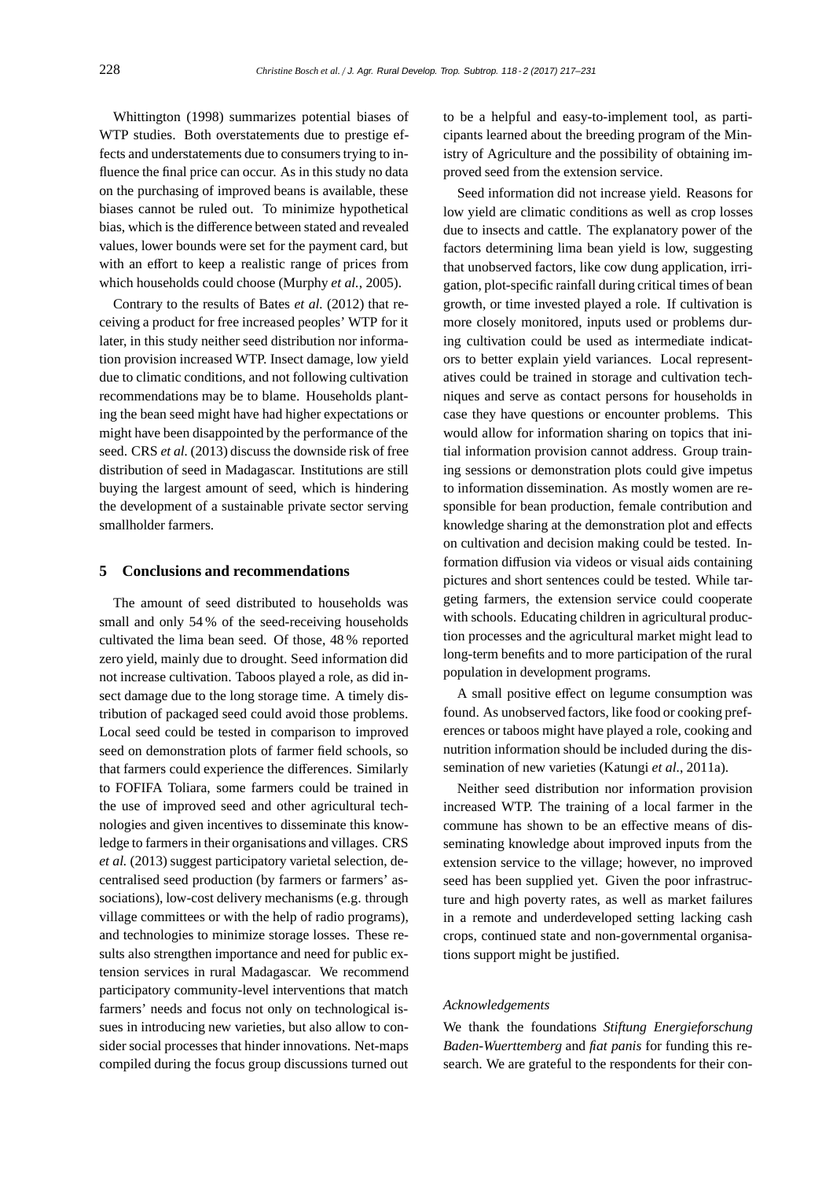Whittington (1998) summarizes potential biases of WTP studies. Both overstatements due to prestige effects and understatements due to consumers trying to influence the final price can occur. As in this study no data on the purchasing of improved beans is available, these biases cannot be ruled out. To minimize hypothetical bias, which is the difference between stated and revealed values, lower bounds were set for the payment card, but with an effort to keep a realistic range of prices from which households could choose (Murphy *et al.*, 2005).

Contrary to the results of Bates *et al.* (2012) that receiving a product for free increased peoples' WTP for it later, in this study neither seed distribution nor information provision increased WTP. Insect damage, low yield due to climatic conditions, and not following cultivation recommendations may be to blame. Households planting the bean seed might have had higher expectations or might have been disappointed by the performance of the seed. CRS *et al.* (2013) discuss the downside risk of free distribution of seed in Madagascar. Institutions are still buying the largest amount of seed, which is hindering the development of a sustainable private sector serving smallholder farmers.

## 5 Conclusions and recommendations

The amount of seed distributed to households was small and only 54 % of the seed-receiving households cultivated the lima bean seed. Of those, 48 % reported zero yield, mainly due to drought. Seed information did not increase cultivation. Taboos played a role, as did insect damage due to the long storage time. A timely distribution of packaged seed could avoid those problems. Local seed could be tested in comparison to improved seed on demonstration plots of farmer field schools, so that farmers could experience the differences. Similarly to FOFIFA Toliara, some farmers could be trained in the use of improved seed and other agricultural technologies and given incentives to disseminate this knowledge to farmers in their organisations and villages. CRS *et al.* (2013) suggest participatory varietal selection, decentralised seed production (by farmers or farmers' associations), low-cost delivery mechanisms (e.g. through village committees or with the help of radio programs), and technologies to minimize storage losses. These results also strengthen importance and need for public extension services in rural Madagascar. We recommend participatory community-level interventions that match farmers' needs and focus not only on technological issues in introducing new varieties, but also allow to consider social processes that hinder innovations. Net-maps compiled during the focus group discussions turned out to be a helpful and easy-to-implement tool, as participants learned about the breeding program of the Ministry of Agriculture and the possibility of obtaining improved seed from the extension service.

Seed information did not increase yield. Reasons for low yield are climatic conditions as well as crop losses due to insects and cattle. The explanatory power of the factors determining lima bean yield is low, suggesting that unobserved factors, like cow dung application, irrigation, plot-specific rainfall during critical times of bean growth, or time invested played a role. If cultivation is more closely monitored, inputs used or problems during cultivation could be used as intermediate indicators to better explain yield variances. Local representatives could be trained in storage and cultivation techniques and serve as contact persons for households in case they have questions or encounter problems. This would allow for information sharing on topics that initial information provision cannot address. Group training sessions or demonstration plots could give impetus to information dissemination. As mostly women are responsible for bean production, female contribution and knowledge sharing at the demonstration plot and effects on cultivation and decision making could be tested. Information diffusion via videos or visual aids containing pictures and short sentences could be tested. While targeting farmers, the extension service could cooperate with schools. Educating children in agricultural production processes and the agricultural market might lead to long-term benefits and to more participation of the rural population in development programs.

A small positive effect on legume consumption was found. As unobserved factors, like food or cooking preferences or taboos might have played a role, cooking and nutrition information should be included during the dissemination of new varieties (Katungi *et al.*, 2011a).

Neither seed distribution nor information provision increased WTP. The training of a local farmer in the commune has shown to be an effective means of disseminating knowledge about improved inputs from the extension service to the village; however, no improved seed has been supplied yet. Given the poor infrastructure and high poverty rates, as well as market failures in a remote and underdeveloped setting lacking cash crops, continued state and non-governmental organisations support might be justified.

### *Acknowledgements*

We thank the foundations *Stiftung Energieforschung Baden-Wuerttemberg* and *fiat panis* for funding this research. We are grateful to the respondents for their con-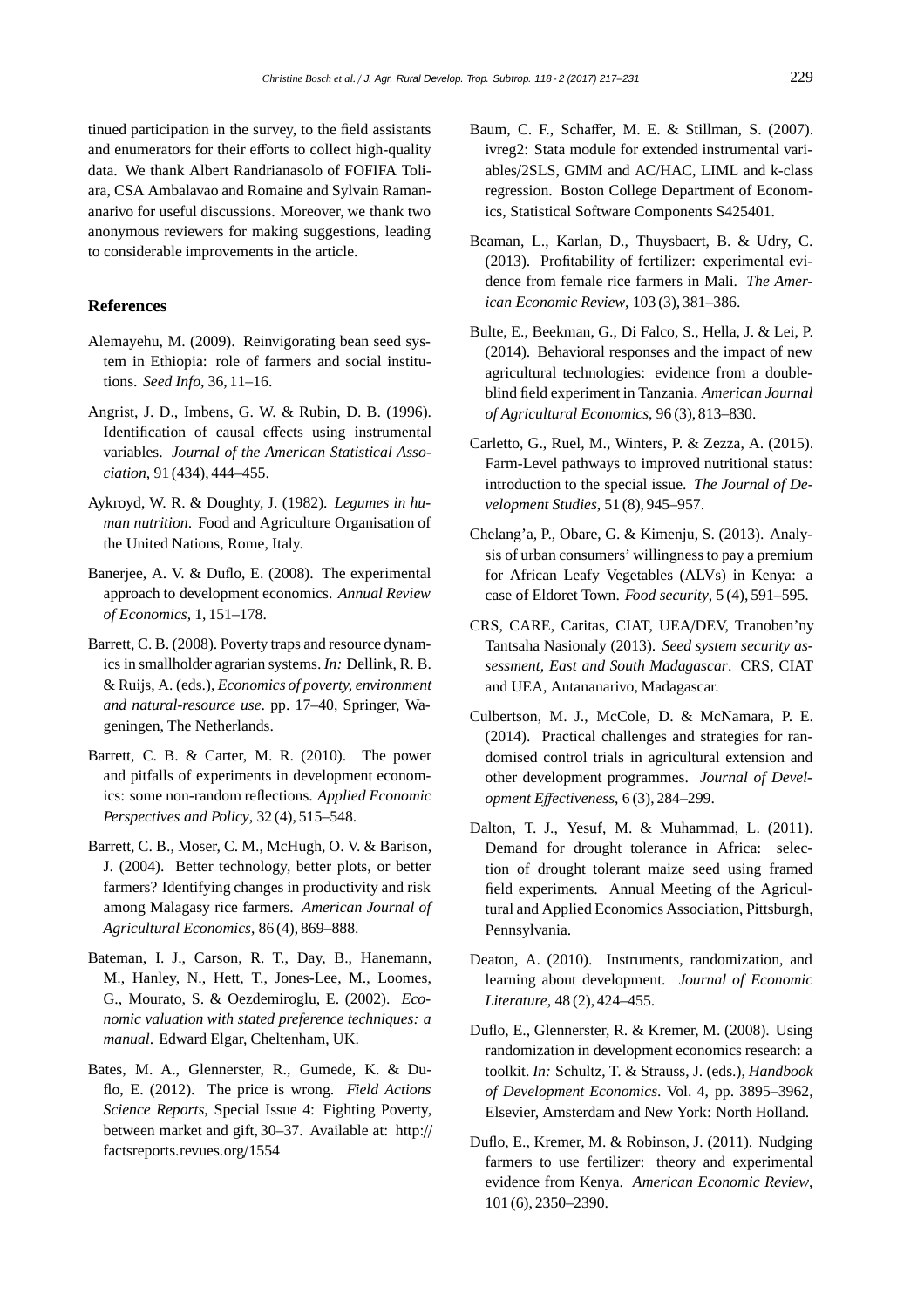tinued participation in the survey, to the field assistants and enumerators for their efforts to collect high-quality data. We thank Albert Randrianasolo of FOFIFA Toliara, CSA Ambalavao and Romaine and Sylvain Ramananarivo for useful discussions. Moreover, we thank two anonymous reviewers for making suggestions, leading to considerable improvements in the article.

## References

Alemayehu, M. (2009). Reinvigorating bean seed system in Ethiopia: role of farmers and social institutions. *Seed Info*, 36, 11–16.

Angrist, J. D., Imbens, G. W. & Rubin, D. B. (1996). Identification of causal effects using instrumental variables. *Journal of the American Statistical Association*, 91 (434), 444–455.

Aykroyd, W. R. & Doughty, J. (1982). *Legumes in human nutrition*. Food and Agriculture Organisation of the United Nations, Rome, Italy.

Banerjee, A. V. & Duflo, E. (2008). The experimental approach to development economics. *Annual Review of Economics*, 1, 151–178.

Barrett, C. B. (2008). Poverty traps and resource dynamics in smallholder agrarian systems. *In:* Dellink, R. B. & Ruijs, A. (eds.), *Economics of poverty, environment and natural-resource use*. pp. 17–40, Springer, Wageningen, The Netherlands.

Barrett, C. B. & Carter, M. R. (2010). The power and pitfalls of experiments in development economics: some non-random reflections. *Applied Economic Perspectives and Policy*, 32 (4), 515–548.

Barrett, C. B., Moser, C. M., McHugh, O. V. & Barison, J. (2004). Better technology, better plots, or better farmers? Identifying changes in productivity and risk among Malagasy rice farmers. *American Journal of Agricultural Economics*, 86 (4), 869–888.

Bateman, I. J., Carson, R. T., Day, B., Hanemann, M., Hanley, N., Hett, T., Jones-Lee, M., Loomes, G., Mourato, S. & Oezdemiroglu, E. (2002). *Economic valuation with stated preference techniques: a manual*. Edward Elgar, Cheltenham, UK.

Bates, M. A., Glennerster, R., Gumede, K. & Duflo, E. (2012). The price is wrong. *Field Actions Science Reports*, Special Issue 4: Fighting Poverty, between market and gift, 30–37. Available at: http://factsreports.revues.org/1554

Baum, C. F., Schaffer, M. E. & Stillman, S. (2007). ivreg2: Stata module for extended instrumental variables/2SLS, GMM and AC/HAC, LIML and k-class regression. Boston College Department of Economics, Statistical Software Components S425401.

Beaman, L., Karlan, D., Thuysbaert, B. & Udry, C. (2013). Profitability of fertilizer: experimental evidence from female rice farmers in Mali. *The American Economic Review*, 103 (3), 381–386.

Bulte, E., Beekman, G., Di Falco, S., Hella, J. & Lei, P. (2014). Behavioral responses and the impact of new agricultural technologies: evidence from a double-blind field experiment in Tanzania. *American Journal of Agricultural Economics*, 96 (3), 813–830.

Carletto, G., Ruel, M., Winters, P. & Zezza, A. (2015). Farm-Level pathways to improved nutritional status: introduction to the special issue. *The Journal of Development Studies*, 51 (8), 945–957.

Chelang'a, P., Obare, G. & Kimenju, S. (2013). Analysis of urban consumers' willingness to pay a premium for African Leafy Vegetables (ALVs) in Kenya: a case of Eldoret Town. *Food security*, 5 (4), 591–595.

CRS, CARE, Caritas, CIAT, UEA/DEV, Tranoben'ny Tantsaha Nasionaly (2013). *Seed system security assessment, East and South Madagascar*. CRS, CIAT and UEA, Antananarivo, Madagascar.

Culbertson, M. J., McCole, D. & McNamara, P. E. (2014). Practical challenges and strategies for randomised control trials in agricultural extension and other development programmes. *Journal of Development Effectiveness*, 6 (3), 284–299.

Dalton, T. J., Yesuf, M. & Muhammad, L. (2011). Demand for drought tolerance in Africa: selection of drought tolerant maize seed using framed field experiments. Annual Meeting of the Agricultural and Applied Economics Association, Pittsburgh, Pennsylvania.

Deaton, A. (2010). Instruments, randomization, and learning about development. *Journal of Economic Literature*, 48 (2), 424–455.

Duflo, E., Glennerster, R. & Kremer, M. (2008). Using randomization in development economics research: a toolkit. *In:* Schultz, T. & Strauss, J. (eds.), *Handbook of Development Economics*. Vol. 4, pp. 3895–3962, Elsevier, Amsterdam and New York: North Holland.

Duflo, E., Kremer, M. & Robinson, J. (2011). Nudging farmers to use fertilizer: theory and experimental evidence from Kenya. *American Economic Review*, 101 (6), 2350–2390.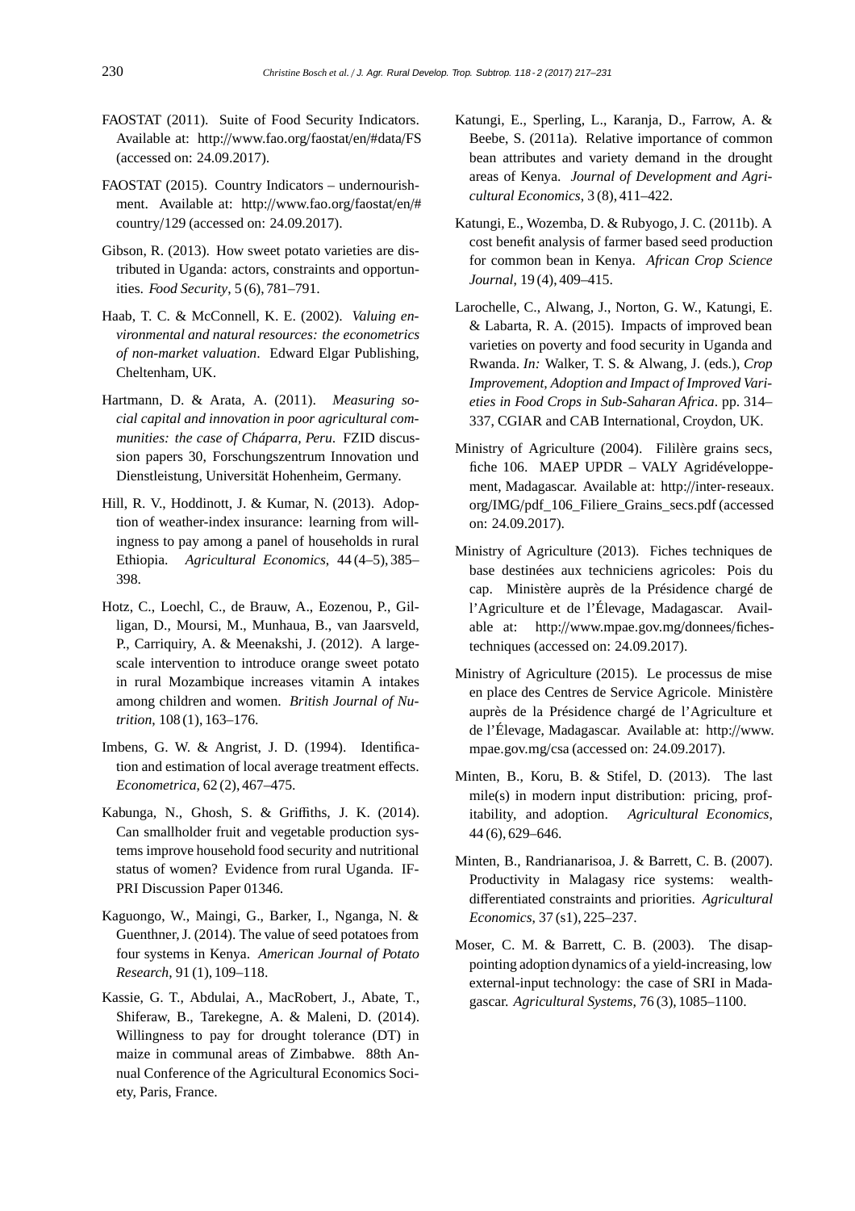FAOSTAT (2011). Suite of Food Security Indicators. Available at: http://www.fao.org/faostat/en/#data/FS (accessed on: 24.09.2017).

FAOSTAT (2015). Country Indicators – undernourishment. Available at: http://www.fao.org/faostat/en/#country/129 (accessed on: 24.09.2017).

Gibson, R. (2013). How sweet potato varieties are distributed in Uganda: actors, constraints and opportunities. *Food Security*, 5 (6), 781–791.

Haab, T. C. & McConnell, K. E. (2002). *Valuing environmental and natural resources: the econometrics of non-market valuation*. Edward Elgar Publishing, Cheltenham, UK.

Hartmann, D. & Arata, A. (2011). *Measuring social capital and innovation in poor agricultural communities: the case of Cháparra, Peru*. FZID discussion papers 30, Forschungszentrum Innovation und Dienstleistung, Universität Hohenheim, Germany.

Hill, R. V., Hoddinott, J. & Kumar, N. (2013). Adoption of weather-index insurance: learning from willingness to pay among a panel of households in rural Ethiopia. *Agricultural Economics*, 44 (4–5), 385–398.

Hotz, C., Loechl, C., de Brauw, A., Eozenou, P., Gilligan, D., Moursi, M., Munhaua, B., van Jaarsveld, P., Carriquiry, A. & Meenakshi, J. (2012). A large-scale intervention to introduce orange sweet potato in rural Mozambique increases vitamin A intakes among children and women. *British Journal of Nutrition*, 108 (1), 163–176.

Imbens, G. W. & Angrist, J. D. (1994). Identification and estimation of local average treatment effects. *Econometrica*, 62 (2), 467–475.

Kabunga, N., Ghosh, S. & Griffiths, J. K. (2014). Can smallholder fruit and vegetable production systems improve household food security and nutritional status of women? Evidence from rural Uganda. IFPRI Discussion Paper 01346.

Kaguongo, W., Maingi, G., Barker, I., Nganga, N. & Guenthner, J. (2014). The value of seed potatoes from four systems in Kenya. *American Journal of Potato Research*, 91 (1), 109–118.

Kassie, G. T., Abdulai, A., MacRobert, J., Abate, T., Shiferaw, B., Tarekegne, A. & Maleni, D. (2014). Willingness to pay for drought tolerance (DT) in maize in communal areas of Zimbabwe. 88th Annual Conference of the Agricultural Economics Society, Paris, France.

Katungi, E., Sperling, L., Karanja, D., Farrow, A. & Beebe, S. (2011a). Relative importance of common bean attributes and variety demand in the drought areas of Kenya. *Journal of Development and Agricultural Economics*, 3 (8), 411–422.

Katungi, E., Wozemba, D. & Rubyogo, J. C. (2011b). A cost benefit analysis of farmer based seed production for common bean in Kenya. *African Crop Science Journal*, 19 (4), 409–415.

Larochelle, C., Alwang, J., Norton, G. W., Katungi, E. & Labarta, R. A. (2015). Impacts of improved bean varieties on poverty and food security in Uganda and Rwanda. *In:* Walker, T. S. & Alwang, J. (eds.), *Crop Improvement, Adoption and Impact of Improved Varieties in Food Crops in Sub-Saharan Africa*. pp. 314–337, CGIAR and CAB International, Croydon, UK.

Ministry of Agriculture (2004). Fililère grains secs, fiche 106. MAEP UPDR – VALY Agridéveloppement, Madagascar. Available at: http://inter-reseaux.org/IMG/pdf_106_Filiere_Grains_secs.pdf (accessed on: 24.09.2017).

Ministry of Agriculture (2013). Fiches techniques de base destinées aux techniciens agricoles: Pois du cap. Ministère auprès de la Présidence chargé de l'Agriculture et de l'Élevage, Madagascar. Available at: http://www.mpae.gov.mg/donnees/fiches-techniques (accessed on: 24.09.2017).

Ministry of Agriculture (2015). Le processus de mise en place des Centres de Service Agricole. Ministère auprès de la Présidence chargé de l'Agriculture et de l'Élevage, Madagascar. Available at: http://www.mpae.gov.mg/csa (accessed on: 24.09.2017).

Minten, B., Koru, B. & Stifel, D. (2013). The last mile(s) in modern input distribution: pricing, profitability, and adoption. *Agricultural Economics*, 44 (6), 629–646.

Minten, B., Randrianarisoa, J. & Barrett, C. B. (2007). Productivity in Malagasy rice systems: wealth-differentiated constraints and priorities. *Agricultural Economics*, 37 (s1), 225–237.

Moser, C. M. & Barrett, C. B. (2003). The disappointing adoption dynamics of a yield-increasing, low external-input technology: the case of SRI in Madagascar. *Agricultural Systems*, 76 (3), 1085–1100.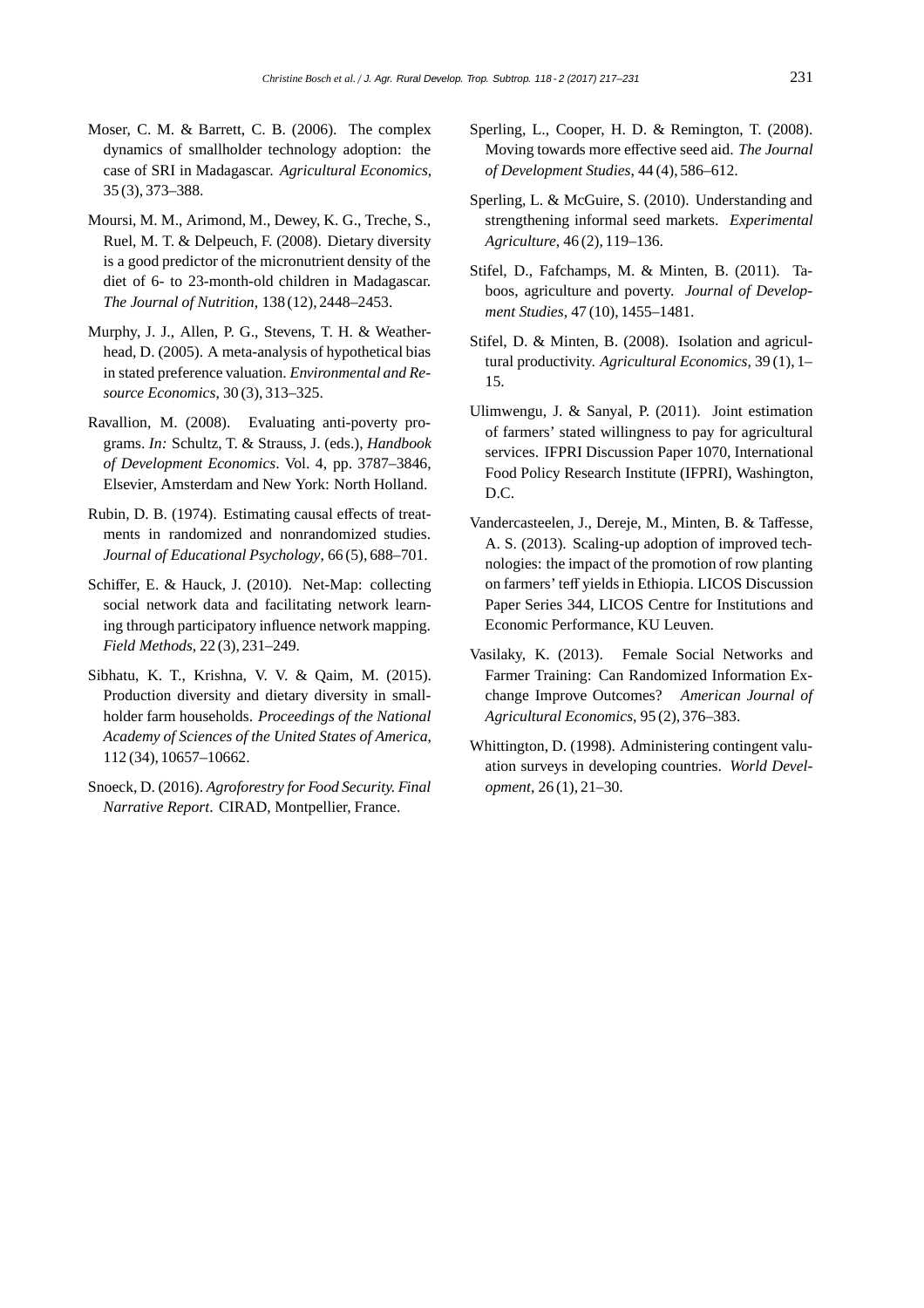Moser, C. M. & Barrett, C. B. (2006). The complex dynamics of smallholder technology adoption: the case of SRI in Madagascar. *Agricultural Economics*, 35 (3), 373–388.

Moursi, M. M., Arimond, M., Dewey, K. G., Treche, S., Ruel, M. T. & Delpeuch, F. (2008). Dietary diversity is a good predictor of the micronutrient density of the diet of 6- to 23-month-old children in Madagascar. *The Journal of Nutrition*, 138 (12), 2448–2453.

Murphy, J. J., Allen, P. G., Stevens, T. H. & Weatherhead, D. (2005). A meta-analysis of hypothetical bias in stated preference valuation. *Environmental and Resource Economics*, 30 (3), 313–325.

Ravallion, M. (2008). Evaluating anti-poverty programs. *In:* Schultz, T. & Strauss, J. (eds.), *Handbook of Development Economics*. Vol. 4, pp. 3787–3846, Elsevier, Amsterdam and New York: North Holland.

Rubin, D. B. (1974). Estimating causal effects of treatments in randomized and nonrandomized studies. *Journal of Educational Psychology*, 66 (5), 688–701.

Schiffer, E. & Hauck, J. (2010). Net-Map: collecting social network data and facilitating network learning through participatory influence network mapping. *Field Methods*, 22 (3), 231–249.

Sibhatu, K. T., Krishna, V. V. & Qaim, M. (2015). Production diversity and dietary diversity in smallholder farm households. *Proceedings of the National Academy of Sciences of the United States of America*, 112 (34), 10657–10662.

Snoeck, D. (2016). *Agroforestry for Food Security. Final Narrative Report*. CIRAD, Montpellier, France.

Sperling, L., Cooper, H. D. & Remington, T. (2008). Moving towards more effective seed aid. *The Journal of Development Studies*, 44 (4), 586–612.

Sperling, L. & McGuire, S. (2010). Understanding and strengthening informal seed markets. *Experimental Agriculture*, 46 (2), 119–136.

Stifel, D., Fafchamps, M. & Minten, B. (2011). Taboos, agriculture and poverty. *Journal of Development Studies*, 47 (10), 1455–1481.

Stifel, D. & Minten, B. (2008). Isolation and agricultural productivity. *Agricultural Economics*, 39 (1), 1–15.

Ulimwengu, J. & Sanyal, P. (2011). Joint estimation of farmers' stated willingness to pay for agricultural services. IFPRI Discussion Paper 1070, International Food Policy Research Institute (IFPRI), Washington, D.C.

Vandercasteelen, J., Dereje, M., Minten, B. & Taffesse, A. S. (2013). Scaling-up adoption of improved technologies: the impact of the promotion of row planting on farmers' teff yields in Ethiopia. LICOS Discussion Paper Series 344, LICOS Centre for Institutions and Economic Performance, KU Leuven.

Vasilaky, K. (2013). Female Social Networks and Farmer Training: Can Randomized Information Exchange Improve Outcomes? *American Journal of Agricultural Economics*, 95 (2), 376–383.

Whittington, D. (1998). Administering contingent valuation surveys in developing countries. *World Development*, 26 (1), 21–30.